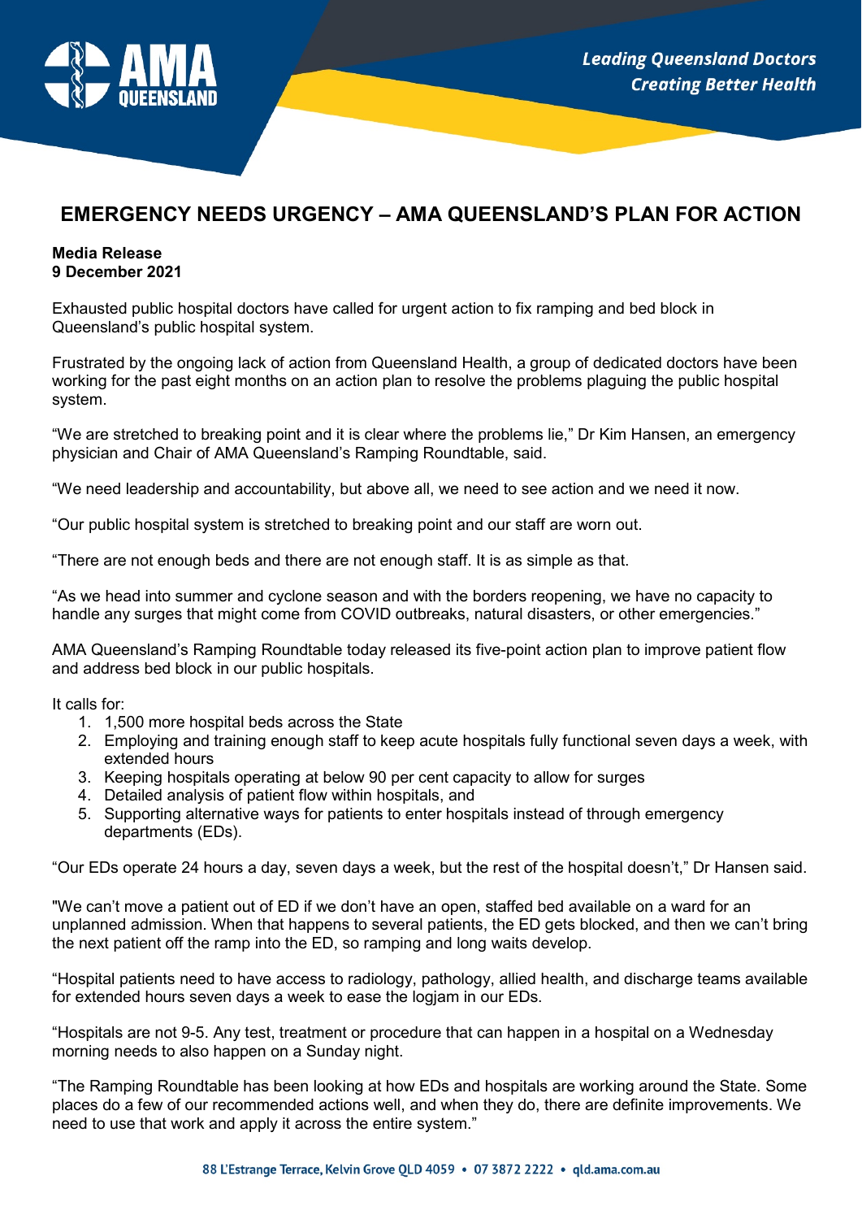# EMERGENCY NEEDS URGENCY – AMA QUEENSLAND'S PLAN FOR ACTION

**Media Release**
**9 December 2021**

Exhausted public hospital doctors have called for urgent action to fix ramping and bed block in Queensland's public hospital system.

Frustrated by the ongoing lack of action from Queensland Health, a group of dedicated doctors have been working for the past eight months on an action plan to resolve the problems plaguing the public hospital system.

"We are stretched to breaking point and it is clear where the problems lie," Dr Kim Hansen, an emergency physician and Chair of AMA Queensland's Ramping Roundtable, said.

"We need leadership and accountability, but above all, we need to see action and we need it now.

"Our public hospital system is stretched to breaking point and our staff are worn out.

"There are not enough beds and there are not enough staff. It is as simple as that.

"As we head into summer and cyclone season and with the borders reopening, we have no capacity to handle any surges that might come from COVID outbreaks, natural disasters, or other emergencies."

AMA Queensland's Ramping Roundtable today released its five-point action plan to improve patient flow and address bed block in our public hospitals.

It calls for:

1. 1,500 more hospital beds across the State
2. Employing and training enough staff to keep acute hospitals fully functional seven days a week, with extended hours
3. Keeping hospitals operating at below 90 per cent capacity to allow for surges
4. Detailed analysis of patient flow within hospitals, and
5. Supporting alternative ways for patients to enter hospitals instead of through emergency departments (EDs).

"Our EDs operate 24 hours a day, seven days a week, but the rest of the hospital doesn't," Dr Hansen said.

"We can't move a patient out of ED if we don't have an open, staffed bed available on a ward for an unplanned admission. When that happens to several patients, the ED gets blocked, and then we can't bring the next patient off the ramp into the ED, so ramping and long waits develop.

"Hospital patients need to have access to radiology, pathology, allied health, and discharge teams available for extended hours seven days a week to ease the logjam in our EDs.

"Hospitals are not 9-5. Any test, treatment or procedure that can happen in a hospital on a Wednesday morning needs to also happen on a Sunday night.

"The Ramping Roundtable has been looking at how EDs and hospitals are working around the State. Some places do a few of our recommended actions well, and when they do, there are definite improvements. We need to use that work and apply it across the entire system."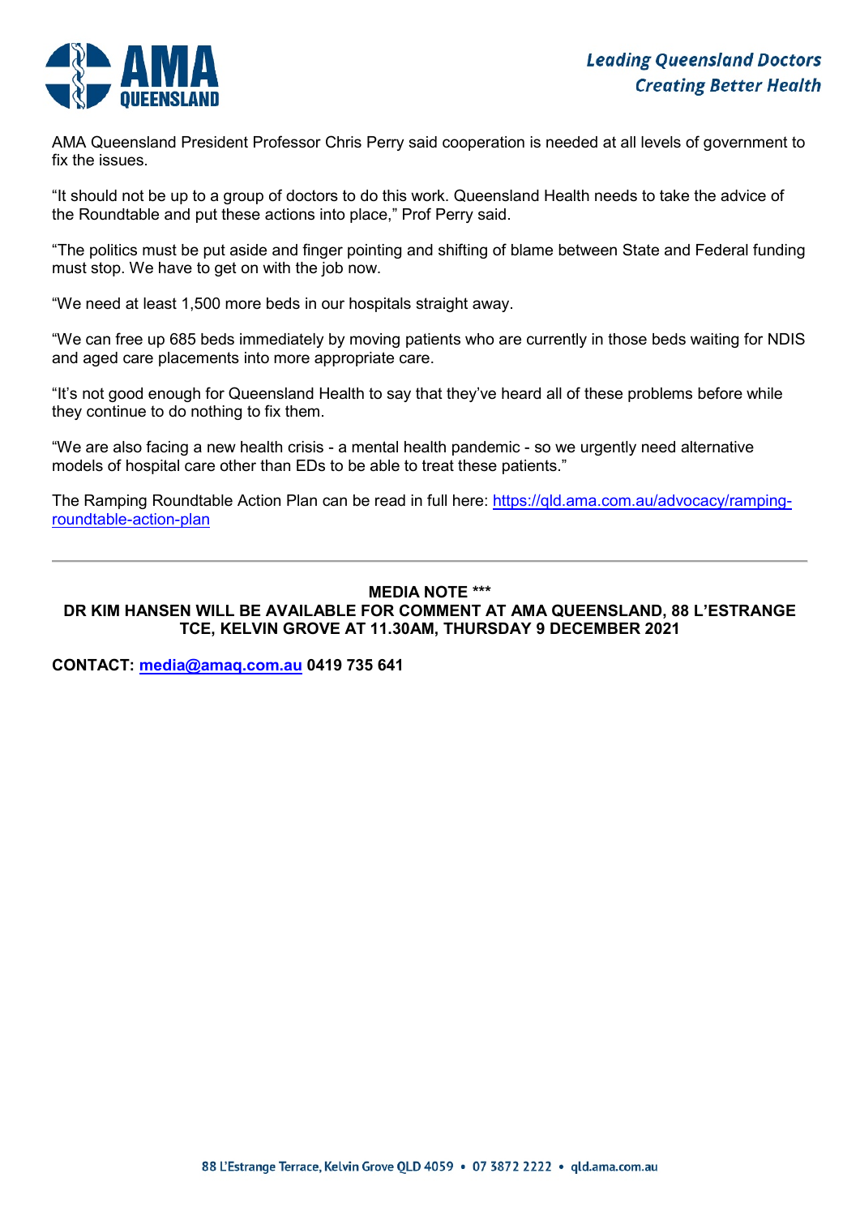AMA Queensland President Professor Chris Perry said cooperation is needed at all levels of government to fix the issues.

"It should not be up to a group of doctors to do this work. Queensland Health needs to take the advice of the Roundtable and put these actions into place," Prof Perry said.

"The politics must be put aside and finger pointing and shifting of blame between State and Federal funding must stop. We have to get on with the job now.

"We need at least 1,500 more beds in our hospitals straight away.

"We can free up 685 beds immediately by moving patients who are currently in those beds waiting for NDIS and aged care placements into more appropriate care.

"It's not good enough for Queensland Health to say that they've heard all of these problems before while they continue to do nothing to fix them.

"We are also facing a new health crisis - a mental health pandemic - so we urgently need alternative models of hospital care other than EDs to be able to treat these patients."

The Ramping Roundtable Action Plan can be read in full here: [https://qld.ama.com.au/advocacy/ramping-roundtable-action-plan](https://qld.ama.com.au/advocacy/ramping-roundtable-action-plan)

---

**MEDIA NOTE \*\*\***
**DR KIM HANSEN WILL BE AVAILABLE FOR COMMENT AT AMA QUEENSLAND, 88 L'ESTRANGE TCE, KELVIN GROVE AT 11.30AM, THURSDAY 9 DECEMBER 2021**

**CONTACT: [media@amaq.com.au](mailto:media@amaq.com.au) 0419 735 641**